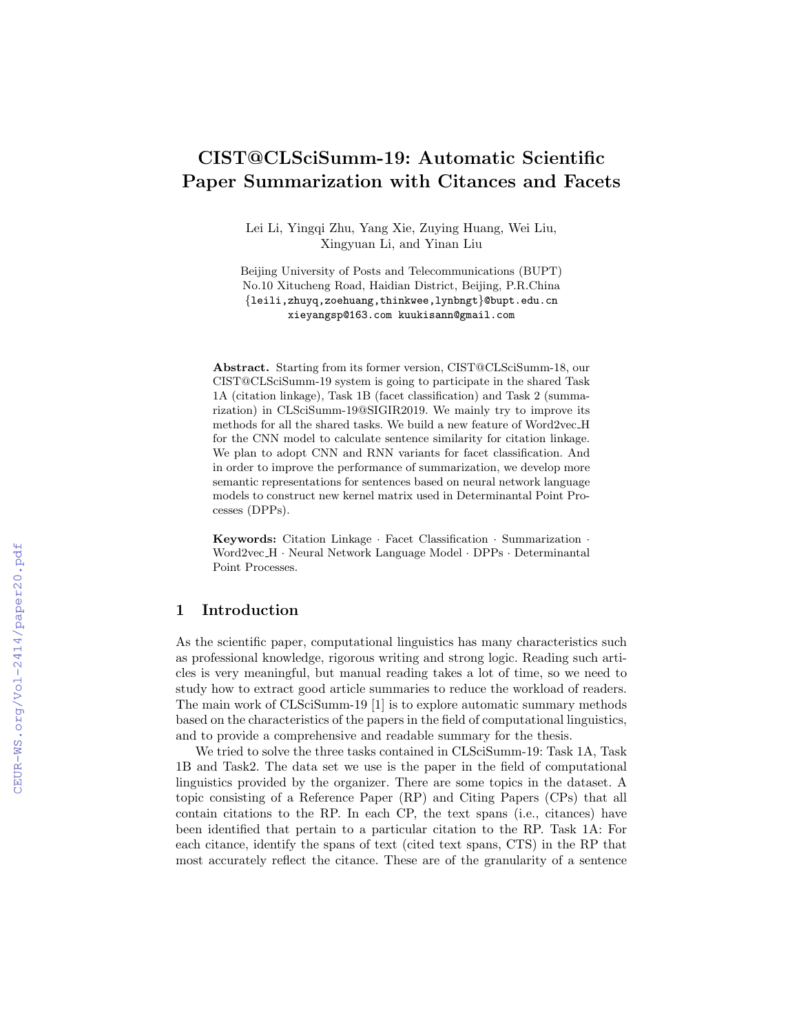# CIST@CLSciSumm-19: Automatic Scientific Paper Summarization with Citances and Facets

Lei Li, Yingqi Zhu, Yang Xie, Zuying Huang, Wei Liu, Xingyuan Li, and Yinan Liu

Beijing University of Posts and Telecommunications (BUPT)
No.10 Xitucheng Road, Haidian District, Beijing, P.R.China
{leili,zhuyq,zoehuang,thinkwee,lynbngt}@bupt.edu.cn
xieyangsp@163.com kuukisann@gmail.com

**Abstract.** Starting from its former version, CIST@CLSciSumm-18, our CIST@CLSciSumm-19 system is going to participate in the shared Task 1A (citation linkage), Task 1B (facet classification) and Task 2 (summarization) in CLSciSumm-19@SIGIR2019. We mainly try to improve its methods for all the shared tasks. We build a new feature of Word2vec_H for the CNN model to calculate sentence similarity for citation linkage. We plan to adopt CNN and RNN variants for facet classification. And in order to improve the performance of summarization, we develop more semantic representations for sentences based on neural network language models to construct new kernel matrix used in Determinantal Point Processes (DPPs).

**Keywords:** Citation Linkage · Facet Classification · Summarization · Word2vec_H · Neural Network Language Model · DPPs · Determinantal Point Processes.

## 1 Introduction

As the scientific paper, computational linguistics has many characteristics such as professional knowledge, rigorous writing and strong logic. Reading such articles is very meaningful, but manual reading takes a lot of time, so we need to study how to extract good article summaries to reduce the workload of readers. The main work of CLSciSumm-19 [1] is to explore automatic summary methods based on the characteristics of the papers in the field of computational linguistics, and to provide a comprehensive and readable summary for the thesis.

We tried to solve the three tasks contained in CLSciSumm-19: Task 1A, Task 1B and Task2. The data set we use is the paper in the field of computational linguistics provided by the organizer. There are some topics in the dataset. A topic consisting of a Reference Paper (RP) and Citing Papers (CPs) that all contain citations to the RP. In each CP, the text spans (i.e., citances) have been identified that pertain to a particular citation to the RP. Task 1A: For each citance, identify the spans of text (cited text spans, CTS) in the RP that most accurately reflect the citance. These are of the granularity of a sentence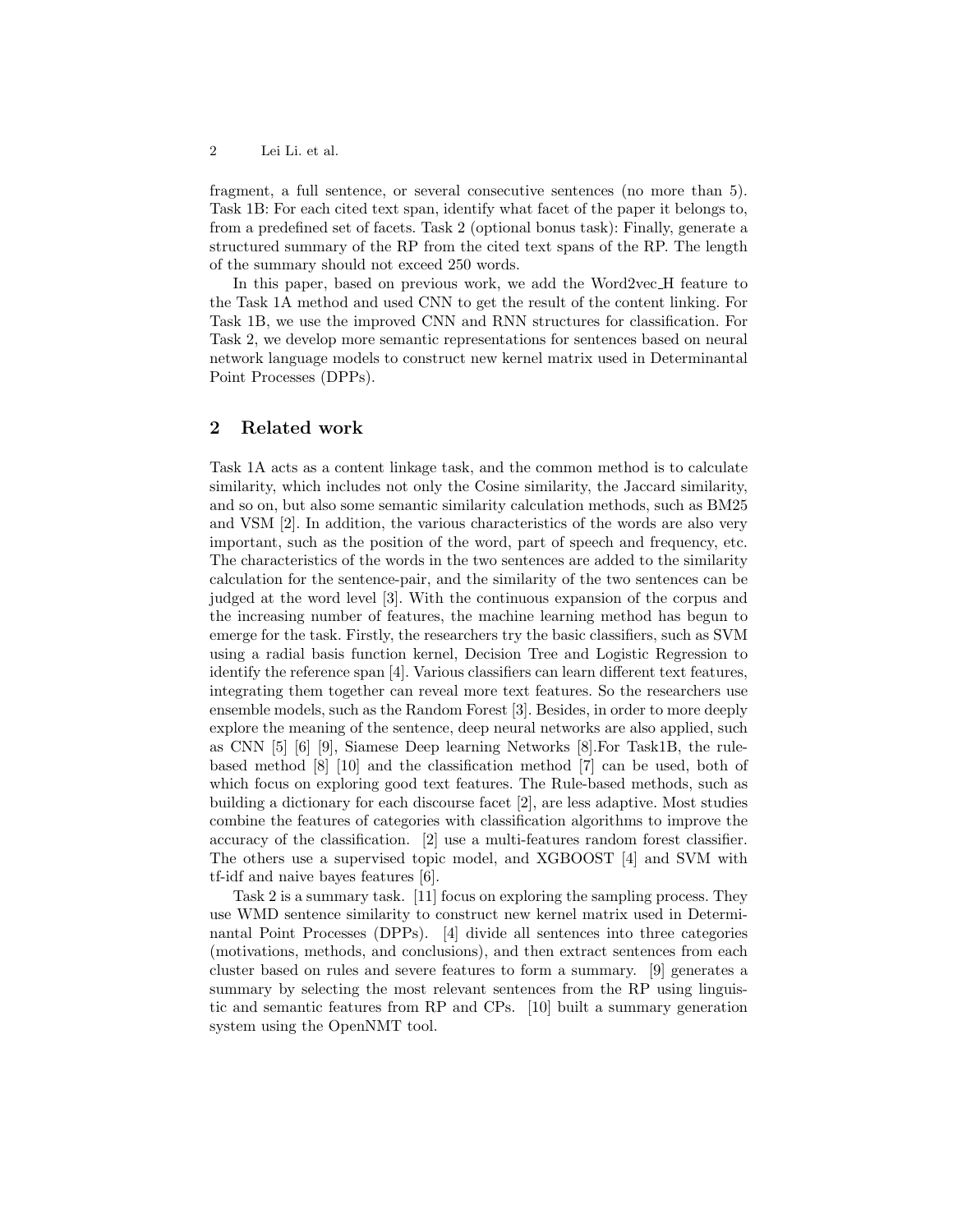fragment, a full sentence, or several consecutive sentences (no more than 5). Task 1B: For each cited text span, identify what facet of the paper it belongs to, from a predefined set of facets. Task 2 (optional bonus task): Finally, generate a structured summary of the RP from the cited text spans of the RP. The length of the summary should not exceed 250 words.

In this paper, based on previous work, we add the Word2vec_H feature to the Task 1A method and used CNN to get the result of the content linking. For Task 1B, we use the improved CNN and RNN structures for classification. For Task 2, we develop more semantic representations for sentences based on neural network language models to construct new kernel matrix used in Determinantal Point Processes (DPPs).

## 2 Related work

Task 1A acts as a content linkage task, and the common method is to calculate similarity, which includes not only the Cosine similarity, the Jaccard similarity, and so on, but also some semantic similarity calculation methods, such as BM25 and VSM [2]. In addition, the various characteristics of the words are also very important, such as the position of the word, part of speech and frequency, etc. The characteristics of the words in the two sentences are added to the similarity calculation for the sentence-pair, and the similarity of the two sentences can be judged at the word level [3]. With the continuous expansion of the corpus and the increasing number of features, the machine learning method has begun to emerge for the task. Firstly, the researchers try the basic classifiers, such as SVM using a radial basis function kernel, Decision Tree and Logistic Regression to identify the reference span [4]. Various classifiers can learn different text features, integrating them together can reveal more text features. So the researchers use ensemble models, such as the Random Forest [3]. Besides, in order to more deeply explore the meaning of the sentence, deep neural networks are also applied, such as CNN [5] [6] [9], Siamese Deep learning Networks [8].For Task1B, the rule-based method [8] [10] and the classification method [7] can be used, both of which focus on exploring good text features. The Rule-based methods, such as building a dictionary for each discourse facet [2], are less adaptive. Most studies combine the features of categories with classification algorithms to improve the accuracy of the classification. [2] use a multi-features random forest classifier. The others use a supervised topic model, and XGBOOST [4] and SVM with tf-idf and naive bayes features [6].

Task 2 is a summary task. [11] focus on exploring the sampling process. They use WMD sentence similarity to construct new kernel matrix used in Determinantal Point Processes (DPPs). [4] divide all sentences into three categories (motivations, methods, and conclusions), and then extract sentences from each cluster based on rules and severe features to form a summary. [9] generates a summary by selecting the most relevant sentences from the RP using linguistic and semantic features from RP and CPs. [10] built a summary generation system using the OpenNMT tool.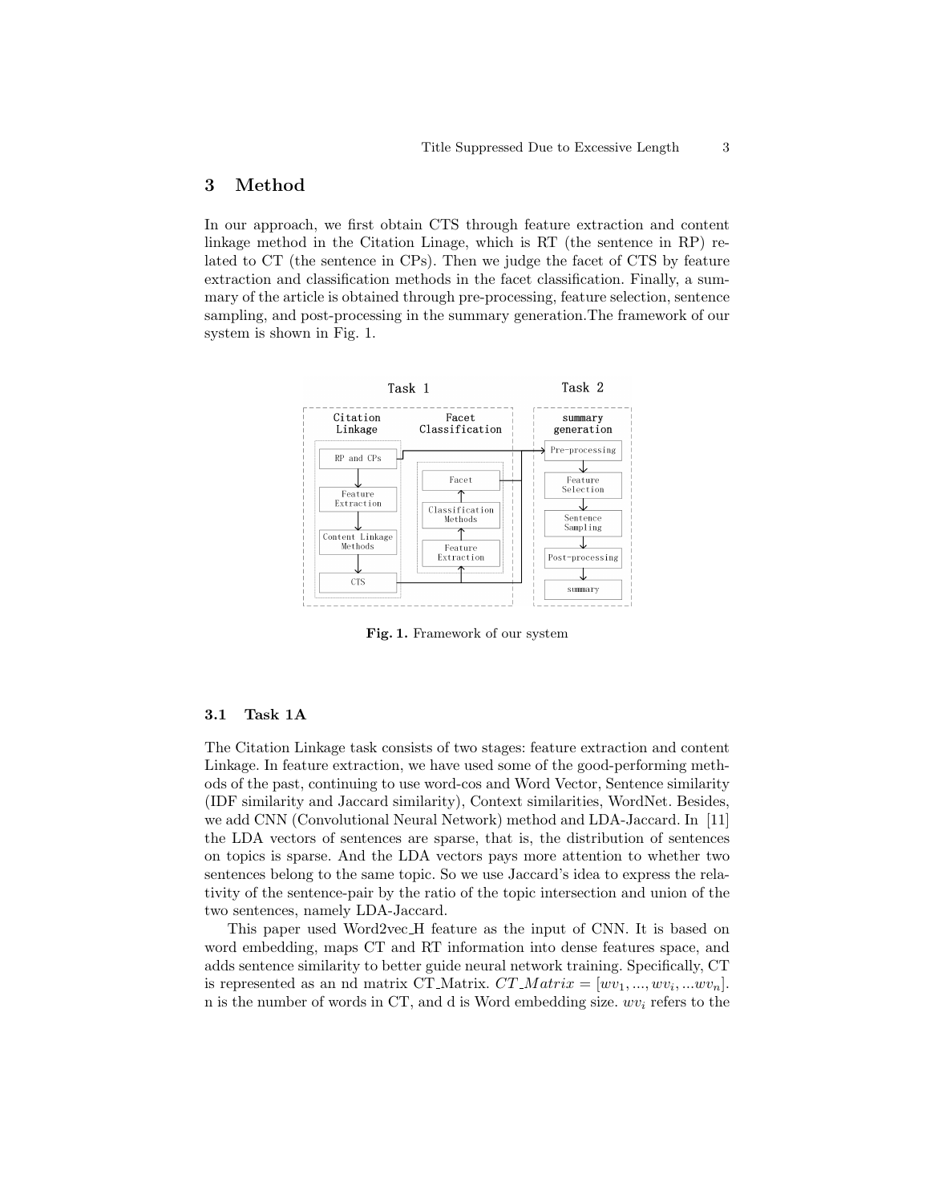## 3 Method

In our approach, we first obtain CTS through feature extraction and content linkage method in the Citation Linage, which is RT (the sentence in RP) related to CT (the sentence in CPs). Then we judge the facet of CTS by feature extraction and classification methods in the facet classification. Finally, a summary of the article is obtained through pre-processing, feature selection, sentence sampling, and post-processing in the summary generation.The framework of our system is shown in Fig. 1.

**Fig. 1.** Framework of our system

### 3.1 Task 1A

The Citation Linkage task consists of two stages: feature extraction and content Linkage. In feature extraction, we have used some of the good-performing methods of the past, continuing to use word-cos and Word Vector, Sentence similarity (IDF similarity and Jaccard similarity), Context similarities, WordNet. Besides, we add CNN (Convolutional Neural Network) method and LDA-Jaccard. In [11] the LDA vectors of sentences are sparse, that is, the distribution of sentences on topics is sparse. And the LDA vectors pays more attention to whether two sentences belong to the same topic. So we use Jaccard's idea to express the relativity of the sentence-pair by the ratio of the topic intersection and union of the two sentences, namely LDA-Jaccard.

This paper used Word2vec_H feature as the input of CNN. It is based on word embedding, maps CT and RT information into dense features space, and adds sentence similarity to better guide neural network training. Specifically, CT is represented as an nd matrix CT_Matrix. $CT\_Matrix = [wv_1, ..., wv_i, ...wv_n]$. n is the number of words in CT, and d is Word embedding size. $wv_i$ refers to the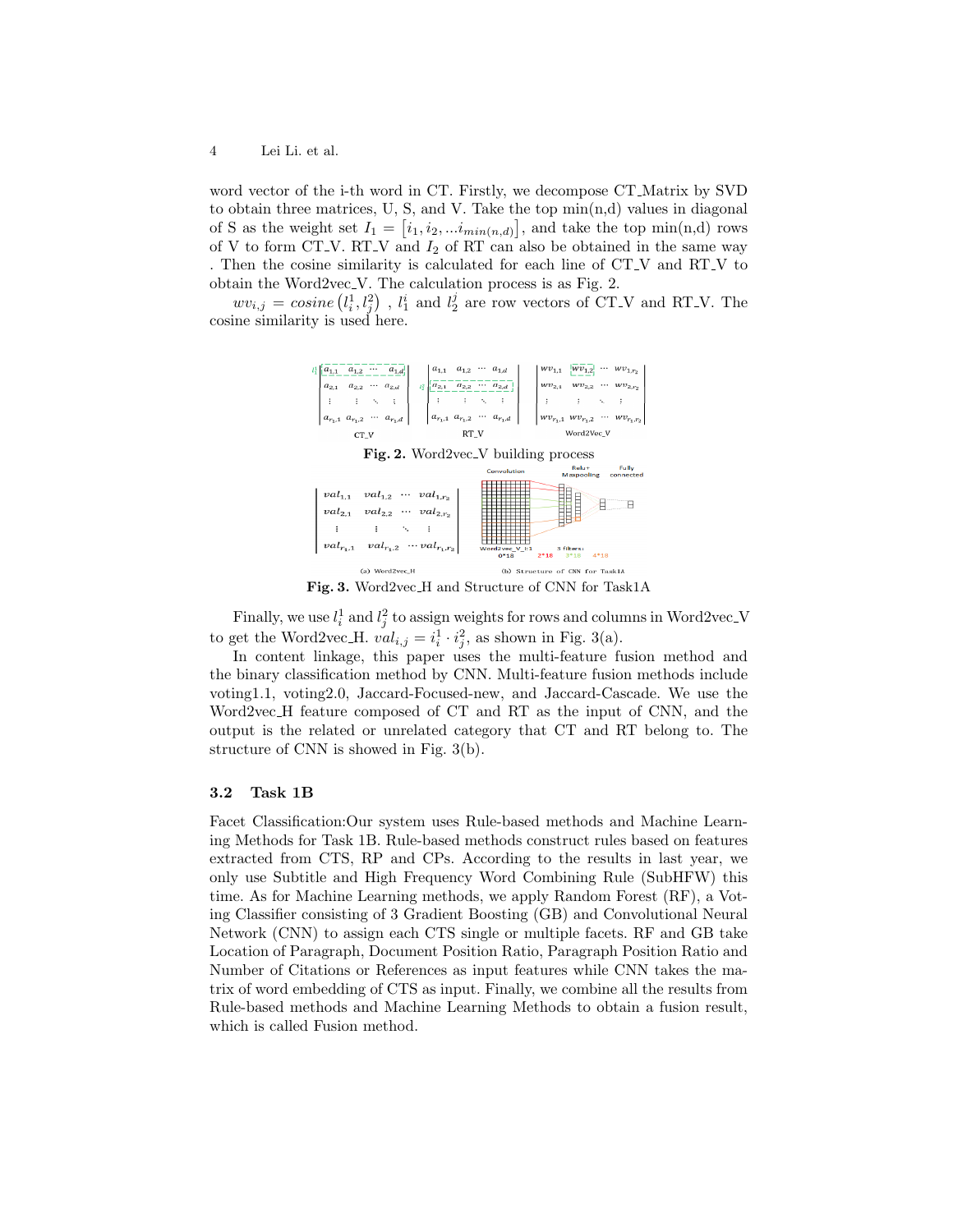word vector of the i-th word in CT. Firstly, we decompose CT_Matrix by SVD to obtain three matrices, U, S, and V. Take the top min(n,d) values in diagonal of S as the weight set $I_1 = [i_1, i_2, ...i_{min(n,d)}]$, and take the top min(n,d) rows of V to form CT_V. RT_V and $I_2$ of RT can also be obtained in the same way . Then the cosine similarity is calculated for each line of CT_V and RT_V to obtain the Word2vec_V. The calculation process is as Fig. 2.

$wv_{i,j} = cosine\left(l_i^1, l_j^2\right)$ , $l_1^i$ and $l_2^j$ are row vectors of CT_V and RT_V. The cosine similarity is used here.

**Fig. 2.** Word2vec_V building process

**Fig. 3.** Word2vec_H and Structure of CNN for Task1A

Finally, we use $l_i^1$ and $l_j^2$ to assign weights for rows and columns in Word2vec_V to get the Word2vec_H. $val_{i,j} = i_i^1 \cdot i_j^2$, as shown in Fig. 3(a).

In content linkage, this paper uses the multi-feature fusion method and the binary classification method by CNN. Multi-feature fusion methods include voting1.1, voting2.0, Jaccard-Focused-new, and Jaccard-Cascade. We use the Word2vec_H feature composed of CT and RT as the input of CNN, and the output is the related or unrelated category that CT and RT belong to. The structure of CNN is showed in Fig. 3(b).

### 3.2 Task 1B

Facet Classification:Our system uses Rule-based methods and Machine Learning Methods for Task 1B. Rule-based methods construct rules based on features extracted from CTS, RP and CPs. According to the results in last year, we only use Subtitle and High Frequency Word Combining Rule (SubHFW) this time. As for Machine Learning methods, we apply Random Forest (RF), a Voting Classifier consisting of 3 Gradient Boosting (GB) and Convolutional Neural Network (CNN) to assign each CTS single or multiple facets. RF and GB take Location of Paragraph, Document Position Ratio, Paragraph Position Ratio and Number of Citations or References as input features while CNN takes the matrix of word embedding of CTS as input. Finally, we combine all the results from Rule-based methods and Machine Learning Methods to obtain a fusion result, which is called Fusion method.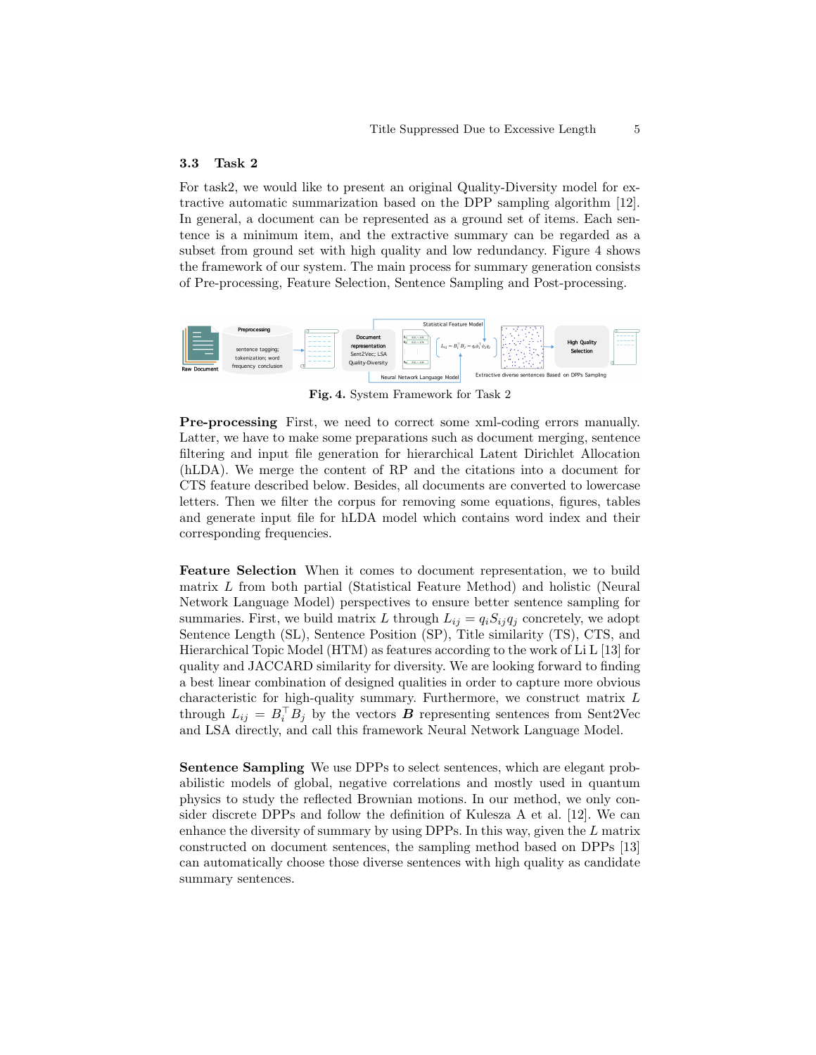### 3.3 Task 2

For task2, we would like to present an original Quality-Diversity model for extractive automatic summarization based on the DPP sampling algorithm [12]. In general, a document can be represented as a ground set of items. Each sentence is a minimum item, and the extractive summary can be regarded as a subset from ground set with high quality and low redundancy. Figure 4 shows the framework of our system. The main process for summary generation consists of Pre-processing, Feature Selection, Sentence Sampling and Post-processing.

**Fig. 4.** System Framework for Task 2

**Pre-processing** First, we need to correct some xml-coding errors manually. Latter, we have to make some preparations such as document merging, sentence filtering and input file generation for hierarchical Latent Dirichlet Allocation (hLDA). We merge the content of RP and the citations into a document for CTS feature described below. Besides, all documents are converted to lowercase letters. Then we filter the corpus for removing some equations, figures, tables and generate input file for hLDA model which contains word index and their corresponding frequencies.

**Feature Selection** When it comes to document representation, we to build matrix $L$ from both partial (Statistical Feature Method) and holistic (Neural Network Language Model) perspectives to ensure better sentence sampling for summaries. First, we build matrix $L$ through $L_{ij} = q_i S_{ij} q_j$ concretely, we adopt Sentence Length (SL), Sentence Position (SP), Title similarity (TS), CTS, and Hierarchical Topic Model (HTM) as features according to the work of Li L [13] for quality and JACCARD similarity for diversity. We are looking forward to finding a best linear combination of designed qualities in order to capture more obvious characteristic for high-quality summary. Furthermore, we construct matrix $L$ through $L_{ij} = B_i^{\top} B_j$ by the vectors $\boldsymbol{B}$ representing sentences from Sent2Vec and LSA directly, and call this framework Neural Network Language Model.

**Sentence Sampling** We use DPPs to select sentences, which are elegant probabilistic models of global, negative correlations and mostly used in quantum physics to study the reflected Brownian motions. In our method, we only consider discrete DPPs and follow the definition of Kulesza A et al. [12]. We can enhance the diversity of summary by using DPPs. In this way, given the $L$ matrix constructed on document sentences, the sampling method based on DPPs [13] can automatically choose those diverse sentences with high quality as candidate summary sentences.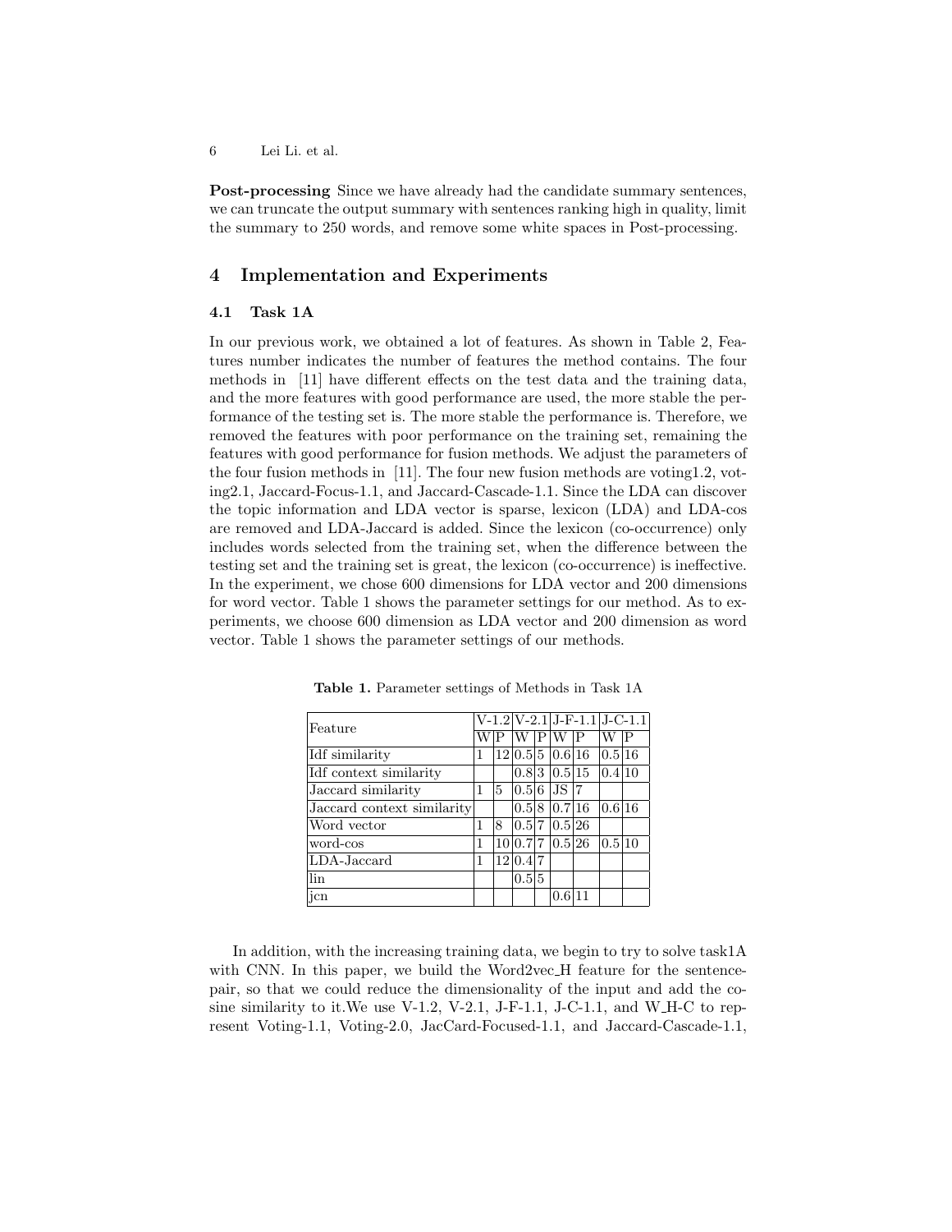**Post-processing** Since we have already had the candidate summary sentences, we can truncate the output summary with sentences ranking high in quality, limit the summary to 250 words, and remove some white spaces in Post-processing.

## 4 Implementation and Experiments

### 4.1 Task 1A

In our previous work, we obtained a lot of features. As shown in Table 2, Features number indicates the number of features the method contains. The four methods in [11] have different effects on the test data and the training data, and the more features with good performance are used, the more stable the performance of the testing set is. The more stable the performance is. Therefore, we removed the features with poor performance on the training set, remaining the features with good performance for fusion methods. We adjust the parameters of the four fusion methods in [11]. The four new fusion methods are voting1.2, voting2.1, Jaccard-Focus-1.1, and Jaccard-Cascade-1.1. Since the LDA can discover the topic information and LDA vector is sparse, lexicon (LDA) and LDA-cos are removed and LDA-Jaccard is added. Since the lexicon (co-occurrence) only includes words selected from the training set, when the difference between the testing set and the training set is great, the lexicon (co-occurrence) is ineffective. In the experiment, we chose 600 dimensions for LDA vector and 200 dimensions for word vector. Table 1 shows the parameter settings for our method. As to experiments, we choose 600 dimension as LDA vector and 200 dimension as word vector. Table 1 shows the parameter settings of our methods.

**Table 1.** Parameter settings of Methods in Task 1A

| Feature | V-1.2 | | V-2.1 | | J-F-1.1 | | J-C-1.1 | |
|---|---|---|---|---|---|---|---|---|
| | W | P | W | P | W | P | W | P |
| Idf similarity | 1 | 12 | 0.5 | 5 | 0.6 | 16 | 0.5 | 16 |
| Idf context similarity | | | 0.8 | 3 | 0.5 | 15 | 0.4 | 10 |
| Jaccard similarity | 1 | 5 | 0.5 | 6 | JS | 7 | | |
| Jaccard context similarity | | | 0.5 | 8 | 0.7 | 16 | 0.6 | 16 |
| Word vector | 1 | 8 | 0.5 | 7 | 0.5 | 26 | | |
| word-cos | 1 | 10 | 0.7 | 7 | 0.5 | 26 | 0.5 | 10 |
| LDA-Jaccard | 1 | 12 | 0.4 | 7 | | | | |
| lin | | | 0.5 | 5 | | | | |
| jcn | | | | | 0.6 | 11 | | |

In addition, with the increasing training data, we begin to try to solve task1A with CNN. In this paper, we build the Word2vec_H feature for the sentence-pair, so that we could reduce the dimensionality of the input and add the cosine similarity to it.We use V-1.2, V-2.1, J-F-1.1, J-C-1.1, and W_H-C to represent Voting-1.1, Voting-2.0, JacCard-Focused-1.1, and Jaccard-Cascade-1.1,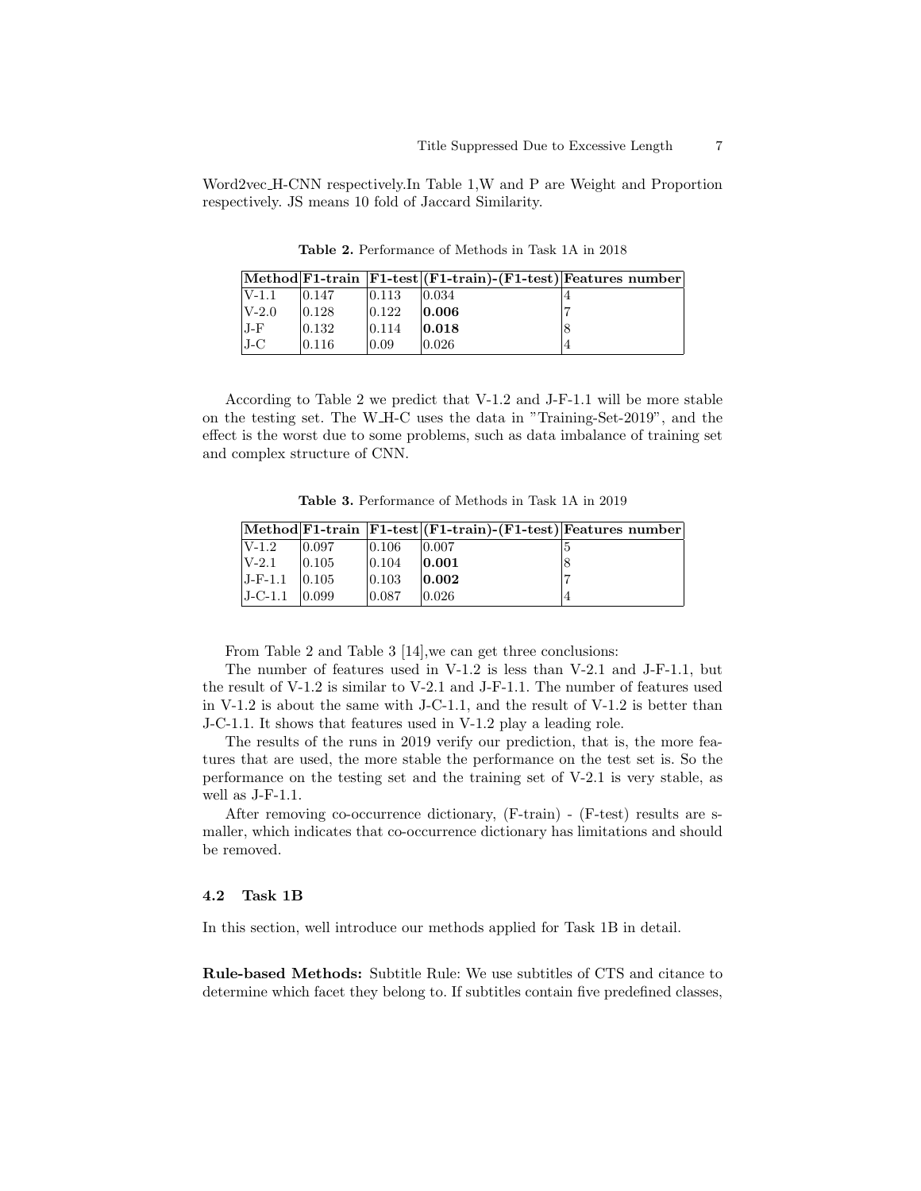Word2vec_H-CNN respectively.In Table 1,W and P are Weight and Proportion respectively. JS means 10 fold of Jaccard Similarity.

**Table 2.** Performance of Methods in Task 1A in 2018

| Method | F1-train | F1-test | (F1-train)-(F1-test) | Features number |
|---|---|---|---|---|
| V-1.1 | 0.147 | 0.113 | 0.034 | 4 |
| V-2.0 | 0.128 | 0.122 | **0.006** | 7 |
| J-F | 0.132 | 0.114 | **0.018** | 8 |
| J-C | 0.116 | 0.09 | 0.026 | 4 |

According to Table 2 we predict that V-1.2 and J-F-1.1 will be more stable on the testing set. The W_H-C uses the data in "Training-Set-2019", and the effect is the worst due to some problems, such as data imbalance of training set and complex structure of CNN.

**Table 3.** Performance of Methods in Task 1A in 2019

| Method | F1-train | F1-test | (F1-train)-(F1-test) | Features number |
|---|---|---|---|---|
| V-1.2 | 0.097 | 0.106 | 0.007 | 5 |
| V-2.1 | 0.105 | 0.104 | **0.001** | 8 |
| J-F-1.1 | 0.105 | 0.103 | **0.002** | 7 |
| J-C-1.1 | 0.099 | 0.087 | 0.026 | 4 |

From Table 2 and Table 3 [14],we can get three conclusions:

The number of features used in V-1.2 is less than V-2.1 and J-F-1.1, but the result of V-1.2 is similar to V-2.1 and J-F-1.1. The number of features used in V-1.2 is about the same with J-C-1.1, and the result of V-1.2 is better than J-C-1.1. It shows that features used in V-1.2 play a leading role.

The results of the runs in 2019 verify our prediction, that is, the more features that are used, the more stable the performance on the test set is. So the performance on the testing set and the training set of V-2.1 is very stable, as well as J-F-1.1.

After removing co-occurrence dictionary, (F-train) - (F-test) results are smaller, which indicates that co-occurrence dictionary has limitations and should be removed.

### 4.2 Task 1B

In this section, well introduce our methods applied for Task 1B in detail.

**Rule-based Methods:** Subtitle Rule: We use subtitles of CTS and citance to determine which facet they belong to. If subtitles contain five predefined classes,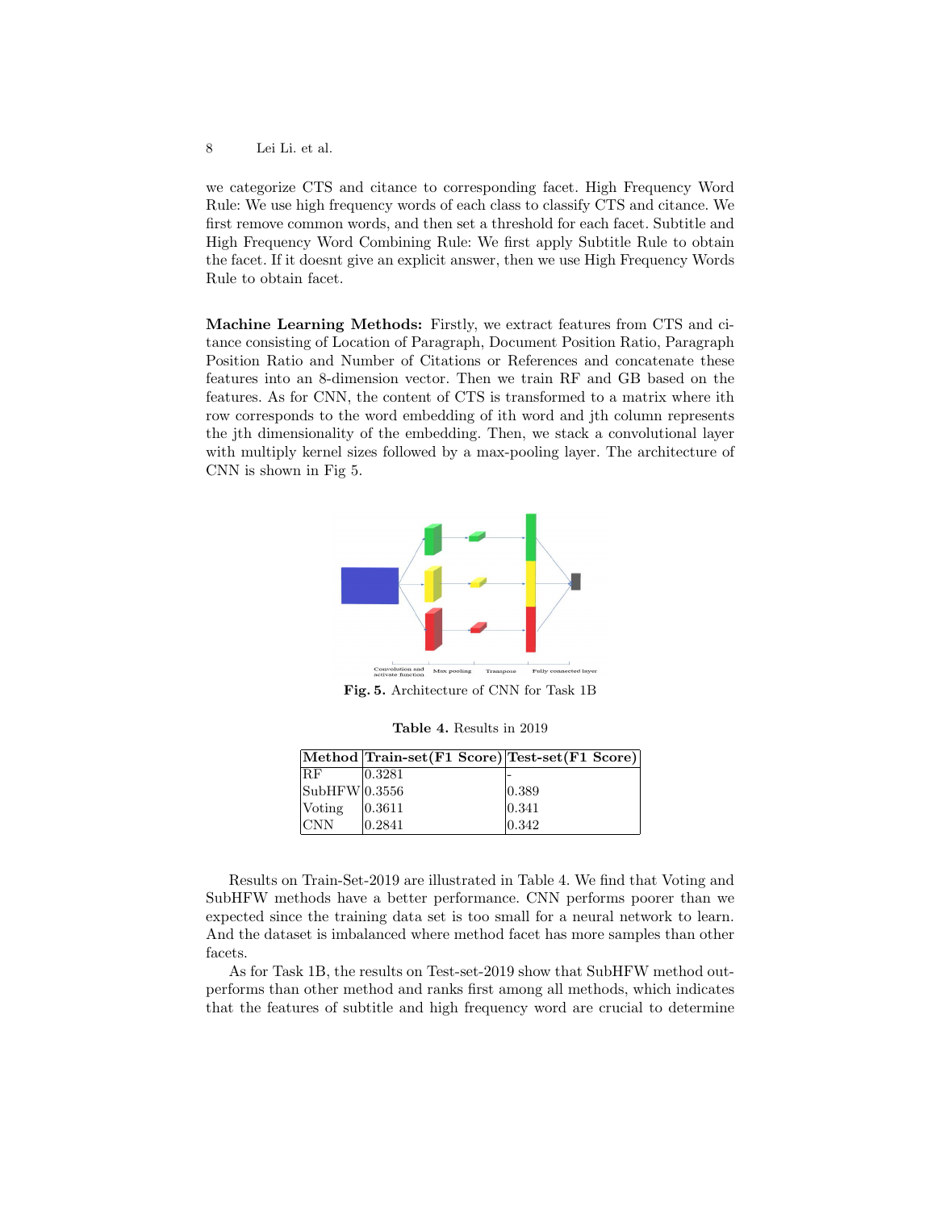we categorize CTS and citance to corresponding facet. High Frequency Word Rule: We use high frequency words of each class to classify CTS and citance. We first remove common words, and then set a threshold for each facet. Subtitle and High Frequency Word Combining Rule: We first apply Subtitle Rule to obtain the facet. If it doesnt give an explicit answer, then we use High Frequency Words Rule to obtain facet.

**Machine Learning Methods:** Firstly, we extract features from CTS and citance consisting of Location of Paragraph, Document Position Ratio, Paragraph Position Ratio and Number of Citations or References and concatenate these features into an 8-dimension vector. Then we train RF and GB based on the features. As for CNN, the content of CTS is transformed to a matrix where ith row corresponds to the word embedding of ith word and jth column represents the jth dimensionality of the embedding. Then, we stack a convolutional layer with multiply kernel sizes followed by a max-pooling layer. The architecture of CNN is shown in Fig 5.

**Fig. 5.** Architecture of CNN for Task 1B

**Table 4.** Results in 2019

| Method | Train-set(F1 Score) | Test-set(F1 Score) |
|---|---|---|
| RF | 0.3281 | - |
| SubHFW | 0.3556 | 0.389 |
| Voting | 0.3611 | 0.341 |
| CNN | 0.2841 | 0.342 |

Results on Train-Set-2019 are illustrated in Table 4. We find that Voting and SubHFW methods have a better performance. CNN performs poorer than we expected since the training data set is too small for a neural network to learn. And the dataset is imbalanced where method facet has more samples than other facets.

As for Task 1B, the results on Test-set-2019 show that SubHFW method outperforms than other method and ranks first among all methods, which indicates that the features of subtitle and high frequency word are crucial to determine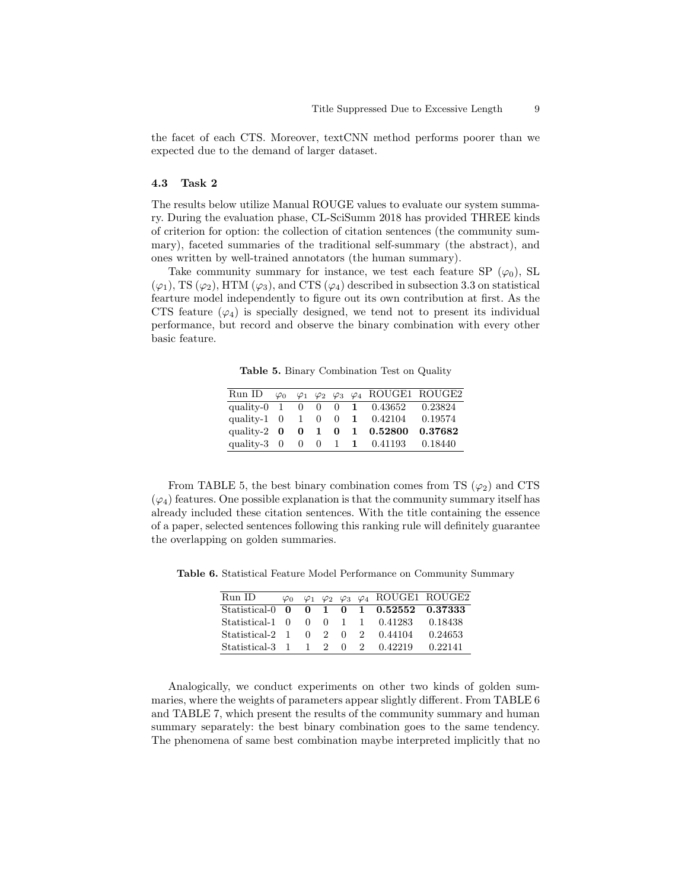the facet of each CTS. Moreover, textCNN method performs poorer than we expected due to the demand of larger dataset.

### 4.3 Task 2

The results below utilize Manual ROUGE values to evaluate our system summary. During the evaluation phase, CL-SciSumm 2018 has provided THREE kinds of criterion for option: the collection of citation sentences (the community summary), faceted summaries of the traditional self-summary (the abstract), and ones written by well-trained annotators (the human summary).

Take community summary for instance, we test each feature SP ($\varphi_0$), SL ($\varphi_1$), TS ($\varphi_2$), HTM ($\varphi_3$), and CTS ($\varphi_4$) described in subsection 3.3 on statistical fearture model independently to figure out its own contribution at first. As the CTS feature ($\varphi_4$) is specially designed, we tend not to present its individual performance, but record and observe the binary combination with every other basic feature.

**Table 5.** Binary Combination Test on Quality

| Run ID | $\varphi_0$ | $\varphi_1$ | $\varphi_2$ | $\varphi_3$ | $\varphi_4$ | ROUGE1 | ROUGE2 |
|---|---|---|---|---|---|---|---|
| quality-0 | 1 | 0 | 0 | 0 | **1** | 0.43652 | 0.23824 |
| quality-1 | 0 | 1 | 0 | 0 | **1** | 0.42104 | 0.19574 |
| quality-2 | **0** | **0** | **1** | **0** | **1** | **0.52800** | **0.37682** |
| quality-3 | 0 | 0 | 0 | 1 | **1** | 0.41193 | 0.18440 |

From TABLE 5, the best binary combination comes from TS ($\varphi_2$) and CTS ($\varphi_4$) features. One possible explanation is that the community summary itself has already included these citation sentences. With the title containing the essence of a paper, selected sentences following this ranking rule will definitely guarantee the overlapping on golden summaries.

**Table 6.** Statistical Feature Model Performance on Community Summary

| Run ID | $\varphi_0$ | $\varphi_1$ | $\varphi_2$ | $\varphi_3$ | $\varphi_4$ | ROUGE1 | ROUGE2 |
|---|---|---|---|---|---|---|---|
| Statistical-0 | **0** | **0** | **1** | **0** | **1** | **0.52552** | **0.37333** |
| Statistical-1 | 0 | 0 | 0 | 1 | 1 | 0.41283 | 0.18438 |
| Statistical-2 | 1 | 0 | 2 | 0 | 2 | 0.44104 | 0.24653 |
| Statistical-3 | 1 | 1 | 2 | 0 | 2 | 0.42219 | 0.22141 |

Analogically, we conduct experiments on other two kinds of golden summaries, where the weights of parameters appear slightly different. From TABLE 6 and TABLE 7, which present the results of the community summary and human summary separately: the best binary combination goes to the same tendency. The phenomena of same best combination maybe interpreted implicitly that no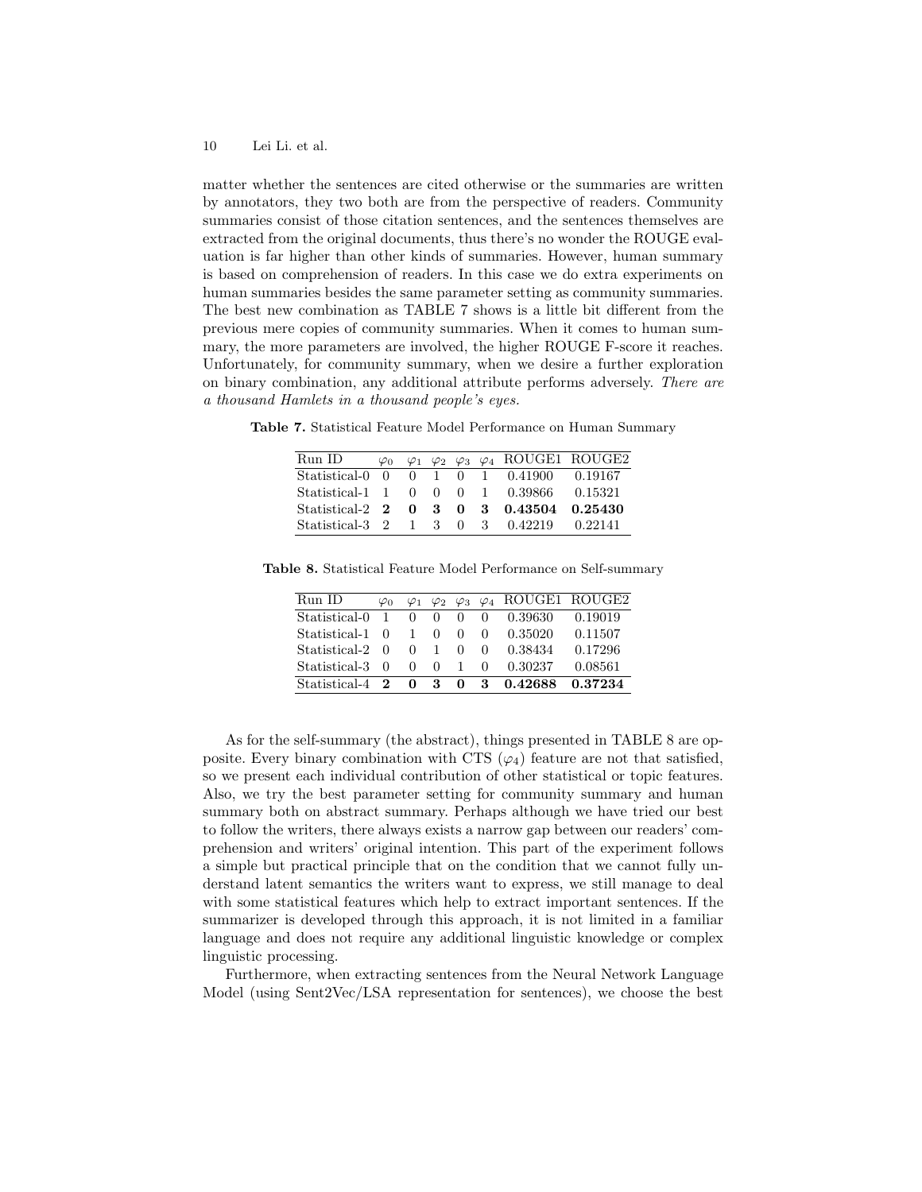matter whether the sentences are cited otherwise or the summaries are written by annotators, they two both are from the perspective of readers. Community summaries consist of those citation sentences, and the sentences themselves are extracted from the original documents, thus there's no wonder the ROUGE evaluation is far higher than other kinds of summaries. However, human summary is based on comprehension of readers. In this case we do extra experiments on human summaries besides the same parameter setting as community summaries. The best new combination as TABLE 7 shows is a little bit different from the previous mere copies of community summaries. When it comes to human summary, the more parameters are involved, the higher ROUGE F-score it reaches. Unfortunately, for community summary, when we desire a further exploration on binary combination, any additional attribute performs adversely. *There are a thousand Hamlets in a thousand people's eyes.*

**Table 7.** Statistical Feature Model Performance on Human Summary

| Run ID | $\varphi_0$ | $\varphi_1$ | $\varphi_2$ | $\varphi_3$ | $\varphi_4$ | ROUGE1 | ROUGE2 |
|---|---|---|---|---|---|---|---|
| Statistical-0 | 0 | 0 | 1 | 0 | 1 | 0.41900 | 0.19167 |
| Statistical-1 | 1 | 0 | 0 | 0 | 1 | 0.39866 | 0.15321 |
| **Statistical-2** | **2** | **0** | **3** | **0** | **3** | **0.43504** | **0.25430** |
| Statistical-3 | 2 | 1 | 3 | 0 | 3 | 0.42219 | 0.22141 |

**Table 8.** Statistical Feature Model Performance on Self-summary

| Run ID | $\varphi_0$ | $\varphi_1$ | $\varphi_2$ | $\varphi_3$ | $\varphi_4$ | ROUGE1 | ROUGE2 |
|---|---|---|---|---|---|---|---|
| Statistical-0 | 1 | 0 | 0 | 0 | 0 | 0.39630 | 0.19019 |
| Statistical-1 | 0 | 1 | 0 | 0 | 0 | 0.35020 | 0.11507 |
| Statistical-2 | 0 | 0 | 1 | 0 | 0 | 0.38434 | 0.17296 |
| Statistical-3 | 0 | 0 | 0 | 1 | 0 | 0.30237 | 0.08561 |
| **Statistical-4** | **2** | **0** | **3** | **0** | **3** | **0.42688** | **0.37234** |

As for the self-summary (the abstract), things presented in TABLE 8 are opposite. Every binary combination with CTS ($\varphi_4$) feature are not that satisfied, so we present each individual contribution of other statistical or topic features. Also, we try the best parameter setting for community summary and human summary both on abstract summary. Perhaps although we have tried our best to follow the writers, there always exists a narrow gap between our readers' comprehension and writers' original intention. This part of the experiment follows a simple but practical principle that on the condition that we cannot fully understand latent semantics the writers want to express, we still manage to deal with some statistical features which help to extract important sentences. If the summarizer is developed through this approach, it is not limited in a familiar language and does not require any additional linguistic knowledge or complex linguistic processing.

Furthermore, when extracting sentences from the Neural Network Language Model (using Sent2Vec/LSA representation for sentences), we choose the best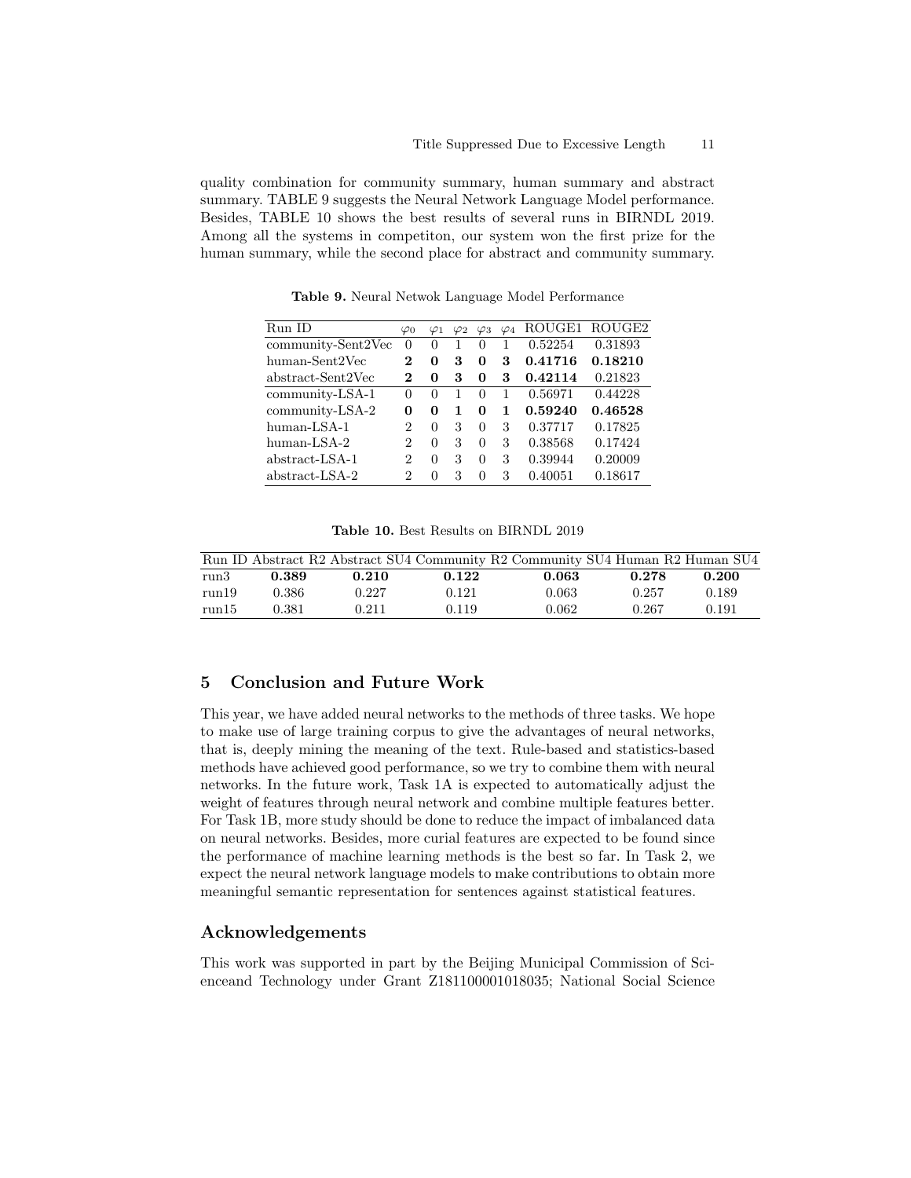quality combination for community summary, human summary and abstract summary. TABLE 9 suggests the Neural Network Language Model performance. Besides, TABLE 10 shows the best results of several runs in BIRNDL 2019. Among all the systems in competiton, our system won the first prize for the human summary, while the second place for abstract and community summary.

**Table 9.** Neural Netwok Language Model Performance

| Run ID | $\varphi_0$ | $\varphi_1$ | $\varphi_2$ | $\varphi_3$ | $\varphi_4$ | ROUGE1 | ROUGE2 |
|---|---|---|---|---|---|---|---|
| community-Sent2Vec | 0 | 0 | 1 | 0 | 1 | 0.52254 | 0.31893 |
| human-Sent2Vec | **2** | **0** | **3** | **0** | **3** | **0.41716** | **0.18210** |
| abstract-Sent2Vec | **2** | **0** | **3** | **0** | **3** | **0.42114** | 0.21823 |
| community-LSA-1 | 0 | 0 | 1 | 0 | 1 | 0.56971 | 0.44228 |
| community-LSA-2 | **0** | **0** | **1** | **0** | **1** | **0.59240** | **0.46528** |
| human-LSA-1 | 2 | 0 | 3 | 0 | 3 | 0.37717 | 0.17825 |
| human-LSA-2 | 2 | 0 | 3 | 0 | 3 | 0.38568 | 0.17424 |
| abstract-LSA-1 | 2 | 0 | 3 | 0 | 3 | 0.39944 | 0.20009 |
| abstract-LSA-2 | 2 | 0 | 3 | 0 | 3 | 0.40051 | 0.18617 |

**Table 10.** Best Results on BIRNDL 2019

| Run ID | Abstract R2 | Abstract SU4 | Community R2 | Community SU4 | Human R2 | Human SU4 |
|---|---|---|---|---|---|---|
| run3 | **0.389** | **0.210** | **0.122** | **0.063** | **0.278** | **0.200** |
| run19 | 0.386 | 0.227 | 0.121 | 0.063 | 0.257 | 0.189 |
| run15 | 0.381 | 0.211 | 0.119 | 0.062 | 0.267 | 0.191 |

## 5 Conclusion and Future Work

This year, we have added neural networks to the methods of three tasks. We hope to make use of large training corpus to give the advantages of neural networks, that is, deeply mining the meaning of the text. Rule-based and statistics-based methods have achieved good performance, so we try to combine them with neural networks. In the future work, Task 1A is expected to automatically adjust the weight of features through neural network and combine multiple features better. For Task 1B, more study should be done to reduce the impact of imbalanced data on neural networks. Besides, more curial features are expected to be found since the performance of machine learning methods is the best so far. In Task 2, we expect the neural network language models to make contributions to obtain more meaningful semantic representation for sentences against statistical features.

## Acknowledgements

This work was supported in part by the Beijing Municipal Commission of Scienceand Technology under Grant Z181100001018035; National Social Science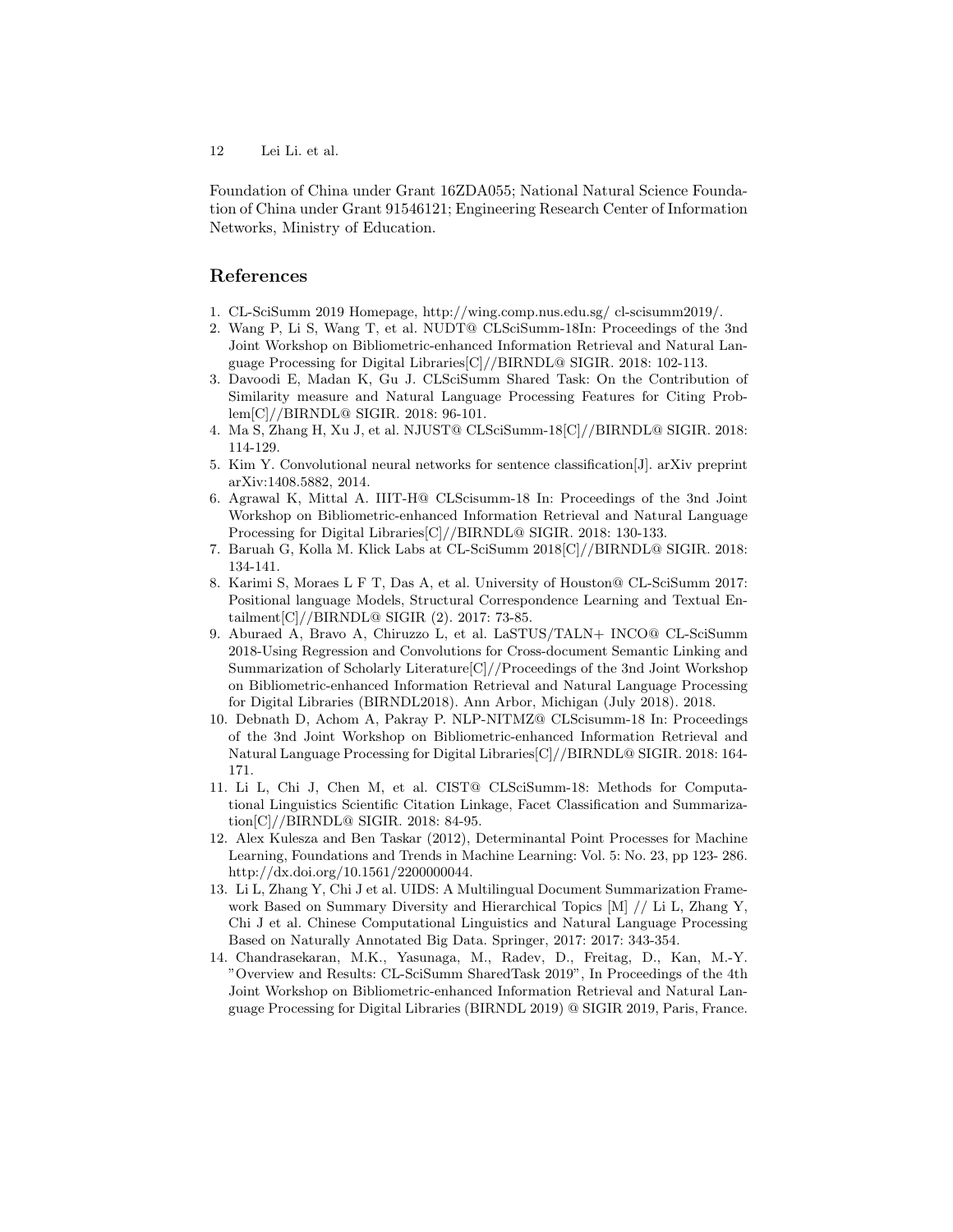Foundation of China under Grant 16ZDA055; National Natural Science Foundation of China under Grant 91546121; Engineering Research Center of Information Networks, Ministry of Education.

## References

1. CL-SciSumm 2019 Homepage, http://wing.comp.nus.edu.sg/ cl-scisumm2019/.
2. Wang P, Li S, Wang T, et al. NUDT@ CLSciSumm-18In: Proceedings of the 3nd Joint Workshop on Bibliometric-enhanced Information Retrieval and Natural Language Processing for Digital Libraries[C]//BIRNDL@ SIGIR. 2018: 102-113.
3. Davoodi E, Madan K, Gu J. CLSciSumm Shared Task: On the Contribution of Similarity measure and Natural Language Processing Features for Citing Problem[C]//BIRNDL@ SIGIR. 2018: 96-101.
4. Ma S, Zhang H, Xu J, et al. NJUST@ CLSciSumm-18[C]//BIRNDL@ SIGIR. 2018: 114-129.
5. Kim Y. Convolutional neural networks for sentence classification[J]. arXiv preprint arXiv:1408.5882, 2014.
6. Agrawal K, Mittal A. IIIT-H@ CLScisumm-18 In: Proceedings of the 3nd Joint Workshop on Bibliometric-enhanced Information Retrieval and Natural Language Processing for Digital Libraries[C]//BIRNDL@ SIGIR. 2018: 130-133.
7. Baruah G, Kolla M. Klick Labs at CL-SciSumm 2018[C]//BIRNDL@ SIGIR. 2018: 134-141.
8. Karimi S, Moraes L F T, Das A, et al. University of Houston@ CL-SciSumm 2017: Positional language Models, Structural Correspondence Learning and Textual Entailment[C]//BIRNDL@ SIGIR (2). 2017: 73-85.
9. Aburaed A, Bravo A, Chiruzzo L, et al. LaSTUS/TALN+ INCO@ CL-SciSumm 2018-Using Regression and Convolutions for Cross-document Semantic Linking and Summarization of Scholarly Literature[C]//Proceedings of the 3nd Joint Workshop on Bibliometric-enhanced Information Retrieval and Natural Language Processing for Digital Libraries (BIRNDL2018). Ann Arbor, Michigan (July 2018). 2018.
10. Debnath D, Achom A, Pakray P. NLP-NITMZ@ CLScisumm-18 In: Proceedings of the 3nd Joint Workshop on Bibliometric-enhanced Information Retrieval and Natural Language Processing for Digital Libraries[C]//BIRNDL@ SIGIR. 2018: 164-171.
11. Li L, Chi J, Chen M, et al. CIST@ CLSciSumm-18: Methods for Computational Linguistics Scientific Citation Linkage, Facet Classification and Summarization[C]//BIRNDL@ SIGIR. 2018: 84-95.
12. Alex Kulesza and Ben Taskar (2012), Determinantal Point Processes for Machine Learning, Foundations and Trends in Machine Learning: Vol. 5: No. 23, pp 123- 286. http://dx.doi.org/10.1561/2200000044.
13. Li L, Zhang Y, Chi J et al. UIDS: A Multilingual Document Summarization Framework Based on Summary Diversity and Hierarchical Topics [M] // Li L, Zhang Y, Chi J et al. Chinese Computational Linguistics and Natural Language Processing Based on Naturally Annotated Big Data. Springer, 2017: 2017: 343-354.
14. Chandrasekaran, M.K., Yasunaga, M., Radev, D., Freitag, D., Kan, M.-Y. "Overview and Results: CL-SciSumm SharedTask 2019", In Proceedings of the 4th Joint Workshop on Bibliometric-enhanced Information Retrieval and Natural Language Processing for Digital Libraries (BIRNDL 2019) @ SIGIR 2019, Paris, France.